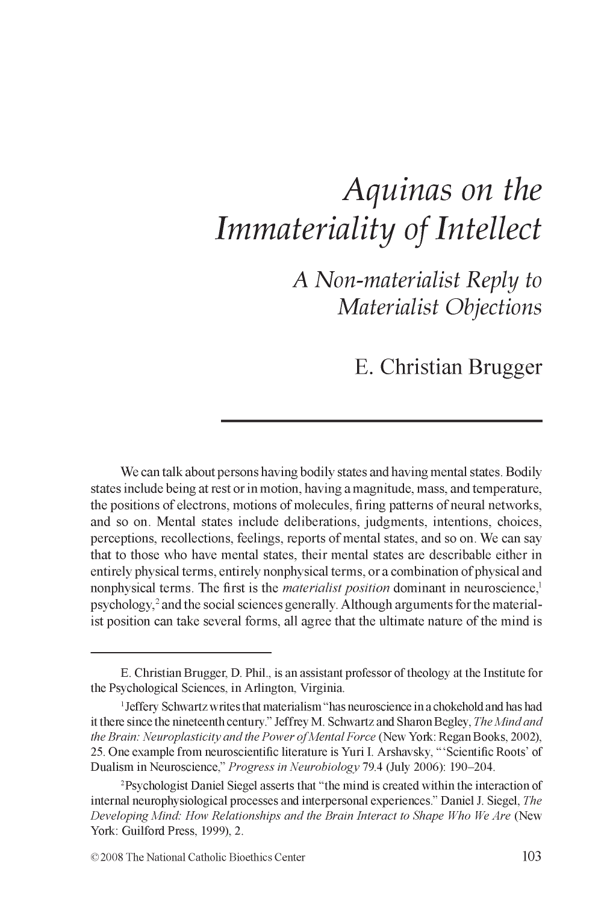# Aquinas on the Immateriality of Intellect

## A Non-materialist Reply to Materialist Objections

E. Christian Brugger

We can talk about persons having bodily states and having mental states. Bodily states include being at rest or in motion, having a magnitude, mass, and temperature, the positions of electrons, motions of molecules, firing patterns of neural networks, and so on. Mental states include deliberations, judgments, intentions, choices, perceptions, recollections, feelings, reports of mental states, and so on. We can say that to those who have mental states, their mental states are describable either in entirely physical terms, entirely nonphysical terms, or a combination of physical and nonphysical terms. The first is the *materialist position* dominant in neuroscience,[1] psychology,[2] and the social sciences generally. Although arguments for the materialist position can take several forms, all agree that the ultimate nature of the mind is

---

E. Christian Brugger, D. Phil., is an assistant professor of theology at the Institute for the Psychological Sciences, in Arlington, Virginia.

[1] Jeffery Schwartz writes that materialism "has neuroscience in a chokehold and has had it there since the nineteenth century." Jeffrey M. Schwartz and Sharon Begley, *The Mind and the Brain: Neuroplasticity and the Power of Mental Force* (New York: Regan Books, 2002), 25. One example from neuroscientific literature is Yuri I. Arshavsky, "'Scientific Roots' of Dualism in Neuroscience," *Progress in Neurobiology* 79.4 (July 2006): 190–204.

[2] Psychologist Daniel Siegel asserts that "the mind is created within the interaction of internal neurophysiological processes and interpersonal experiences." Daniel J. Siegel, *The Developing Mind: How Relationships and the Brain Interact to Shape Who We Are* (New York: Guilford Press, 1999), 2.

© 2008 The National Catholic Bioethics Center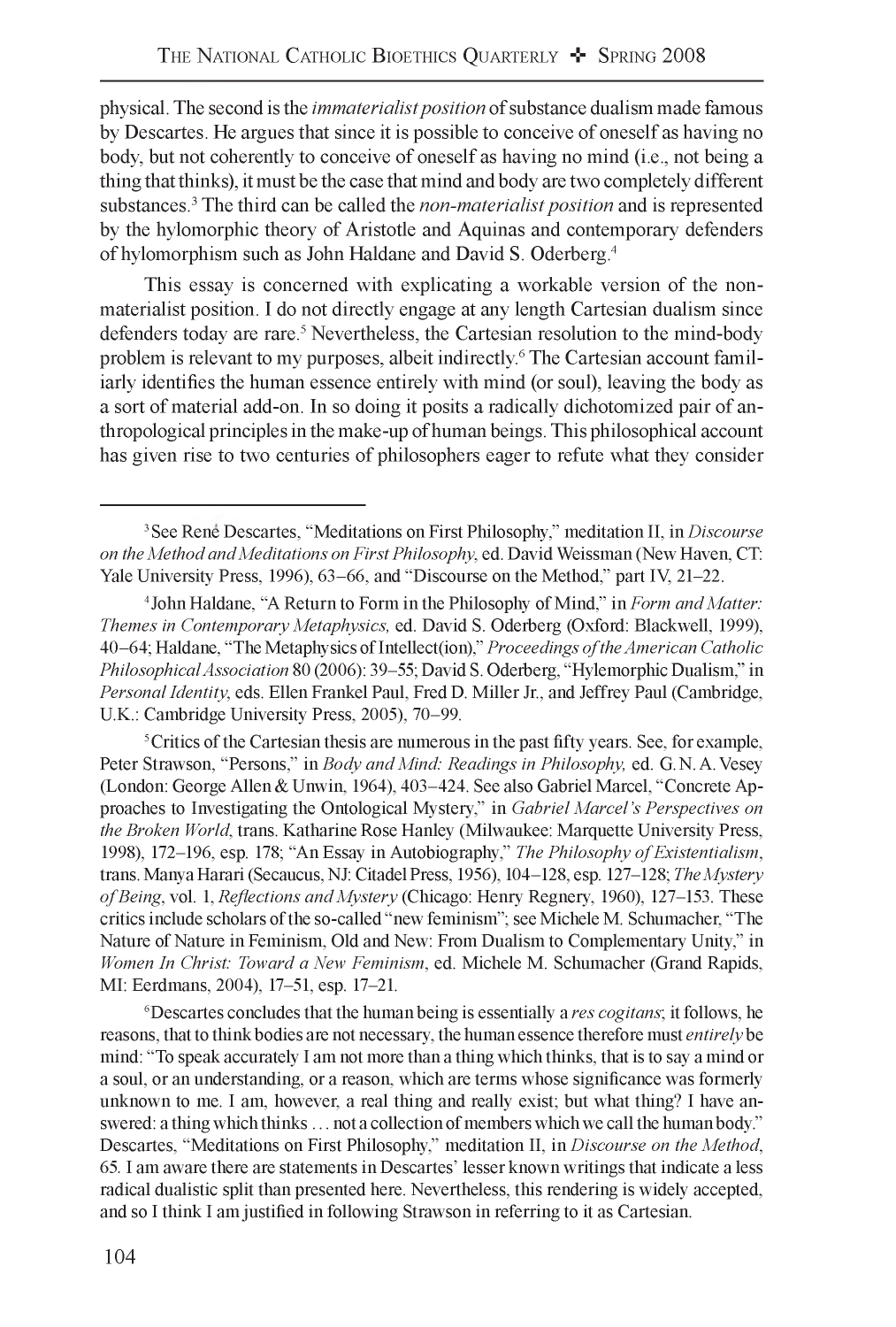physical. The second is the *immaterialist position* of substance dualism made famous by Descartes. He argues that since it is possible to conceive of oneself as having no body, but not coherently to conceive of oneself as having no mind (i.e., not being a thing that thinks), it must be the case that mind and body are two completely different substances.[3] The third can be called the *non-materialist position* and is represented by the hylomorphic theory of Aristotle and Aquinas and contemporary defenders of hylomorphism such as John Haldane and David S. Oderberg.[4]

This essay is concerned with explicating a workable version of the non-materialist position. I do not directly engage at any length Cartesian dualism since defenders today are rare.[5] Nevertheless, the Cartesian resolution to the mind-body problem is relevant to my purposes, albeit indirectly.[6] The Cartesian account familiarly identifies the human essence entirely with mind (or soul), leaving the body as a sort of material add-on. In so doing it posits a radically dichotomized pair of anthropological principles in the make-up of human beings. This philosophical account has given rise to two centuries of philosophers eager to refute what they consider

---

[3] See René Descartes, "Meditations on First Philosophy," meditation II, in *Discourse on the Method and Meditations on First Philosophy*, ed. David Weissman (New Haven, CT: Yale University Press, 1996), 63–66, and "Discourse on the Method," part IV, 21–22.

[4] John Haldane, "A Return to Form in the Philosophy of Mind," in *Form and Matter: Themes in Contemporary Metaphysics*, ed. David S. Oderberg (Oxford: Blackwell, 1999), 40–64; Haldane, "The Metaphysics of Intellect(ion)," *Proceedings of the American Catholic Philosophical Association* 80 (2006): 39–55; David S. Oderberg, "Hylemorphic Dualism," in *Personal Identity*, eds. Ellen Frankel Paul, Fred D. Miller Jr., and Jeffrey Paul (Cambridge, U.K.: Cambridge University Press, 2005), 70–99.

[5] Critics of the Cartesian thesis are numerous in the past fifty years. See, for example, Peter Strawson, "Persons," in *Body and Mind: Readings in Philosophy*, ed. G. N. A. Vesey (London: George Allen & Unwin, 1964), 403–424. See also Gabriel Marcel, "Concrete Approaches to Investigating the Ontological Mystery," in *Gabriel Marcel's Perspectives on the Broken World*, trans. Katharine Rose Hanley (Milwaukee: Marquette University Press, 1998), 172–196, esp. 178; "An Essay in Autobiography," *The Philosophy of Existentialism*, trans. Manya Harari (Secaucus, NJ: Citadel Press, 1956), 104–128, esp. 127–128; *The Mystery of Being*, vol. 1, *Reflections and Mystery* (Chicago: Henry Regnery, 1960), 127–153. These critics include scholars of the so-called "new feminism"; see Michele M. Schumacher, "The Nature of Nature in Feminism, Old and New: From Dualism to Complementary Unity," in *Women In Christ: Toward a New Feminism*, ed. Michele M. Schumacher (Grand Rapids, MI: Eerdmans, 2004), 17–51, esp. 17–21.

[6] Descartes concludes that the human being is essentially a *res cogitans*; it follows, he reasons, that to think bodies are not necessary, the human essence therefore must *entirely* be mind: "To speak accurately I am not more than a thing which thinks, that is to say a mind or a soul, or an understanding, or a reason, which are terms whose significance was formerly unknown to me. I am, however, a real thing and really exist; but what thing? I have answered: a thing which thinks … not a collection of members which we call the human body." Descartes, "Meditations on First Philosophy," meditation II, in *Discourse on the Method*, 65. I am aware there are statements in Descartes' lesser known writings that indicate a less radical dualistic split than presented here. Nevertheless, this rendering is widely accepted, and so I think I am justified in following Strawson in referring to it as Cartesian.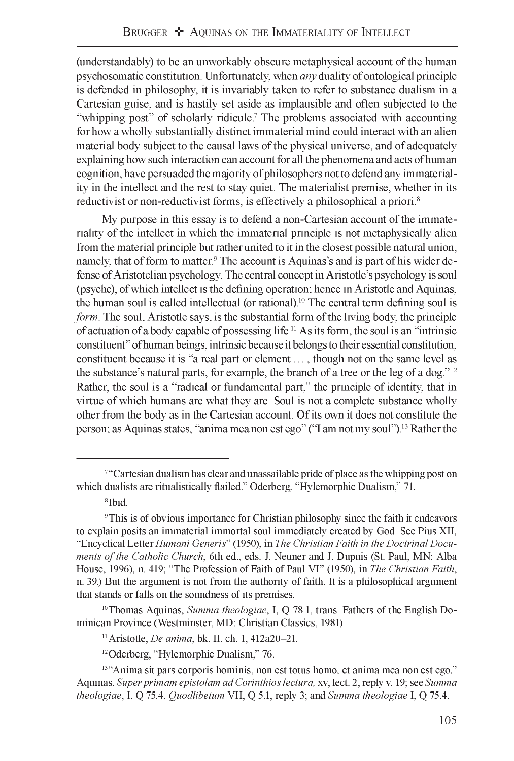(understandably) to be an unworkably obscure metaphysical account of the human psychosomatic constitution. Unfortunately, when *any* duality of ontological principle is defended in philosophy, it is invariably taken to refer to substance dualism in a Cartesian guise, and is hastily set aside as implausible and often subjected to the "whipping post" of scholarly ridicule.[7] The problems associated with accounting for how a wholly substantially distinct immaterial mind could interact with an alien material body subject to the causal laws of the physical universe, and of adequately explaining how such interaction can account for all the phenomena and acts of human cognition, have persuaded the majority of philosophers not to defend any immateriality in the intellect and the rest to stay quiet. The materialist premise, whether in its reductivist or non-reductivist forms, is effectively a philosophical a priori.[8]

My purpose in this essay is to defend a non-Cartesian account of the immateriality of the intellect in which the immaterial principle is not metaphysically alien from the material principle but rather united to it in the closest possible natural union, namely, that of form to matter.[9] The account is Aquinas's and is part of his wider defense of Aristotelian psychology. The central concept in Aristotle's psychology is soul (psyche), of which intellect is the defining operation; hence in Aristotle and Aquinas, the human soul is called intellectual (or rational).[10] The central term defining soul is *form*. The soul, Aristotle says, is the substantial form of the living body, the principle of actuation of a body capable of possessing life.[11] As its form, the soul is an "intrinsic constituent" of human beings, intrinsic because it belongs to their essential constitution, constituent because it is "a real part or element . . . , though not on the same level as the substance's natural parts, for example, the branch of a tree or the leg of a dog."[12] Rather, the soul is a "radical or fundamental part," the principle of identity, that in virtue of which humans are what they are. Soul is not a complete substance wholly other from the body as in the Cartesian account. Of its own it does not constitute the person; as Aquinas states, "anima mea non est ego" ("I am not my soul").[13] Rather the

---

[7] "Cartesian dualism has clear and unassailable pride of place as the whipping post on which dualists are ritualistically flailed." Oderberg, "Hylemorphic Dualism," 71.

[8] Ibid.

[9] This is of obvious importance for Christian philosophy since the faith it endeavors to explain posits an immaterial immortal soul immediately created by God. See Pius XII, "Encyclical Letter *Humani Generis*" (1950), in *The Christian Faith in the Doctrinal Documents of the Catholic Church*, 6th ed., eds. J. Neuner and J. Dupuis (St. Paul, MN: Alba House, 1996), n. 419; "The Profession of Faith of Paul VI" (1950), in *The Christian Faith*, n. 39.) But the argument is not from the authority of faith. It is a philosophical argument that stands or falls on the soundness of its premises.

[10] Thomas Aquinas, *Summa theologiae*, I, Q 78.1, trans. Fathers of the English Dominican Province (Westminster, MD: Christian Classics, 1981).

[11] Aristotle, *De anima*, bk. II, ch. 1, 412a20–21.

[12] Oderberg, "Hylemorphic Dualism," 76.

[13] "Anima sit pars corporis hominis, non est totus homo, et anima mea non est ego." Aquinas, *Super primam epistolam ad Corinthios lectura,* xv, lect. 2, reply v. 19; see *Summa theologiae*, I, Q 75.4, *Quodlibetum* VII, Q 5.1, reply 3; and *Summa theologiae* I, Q 75.4.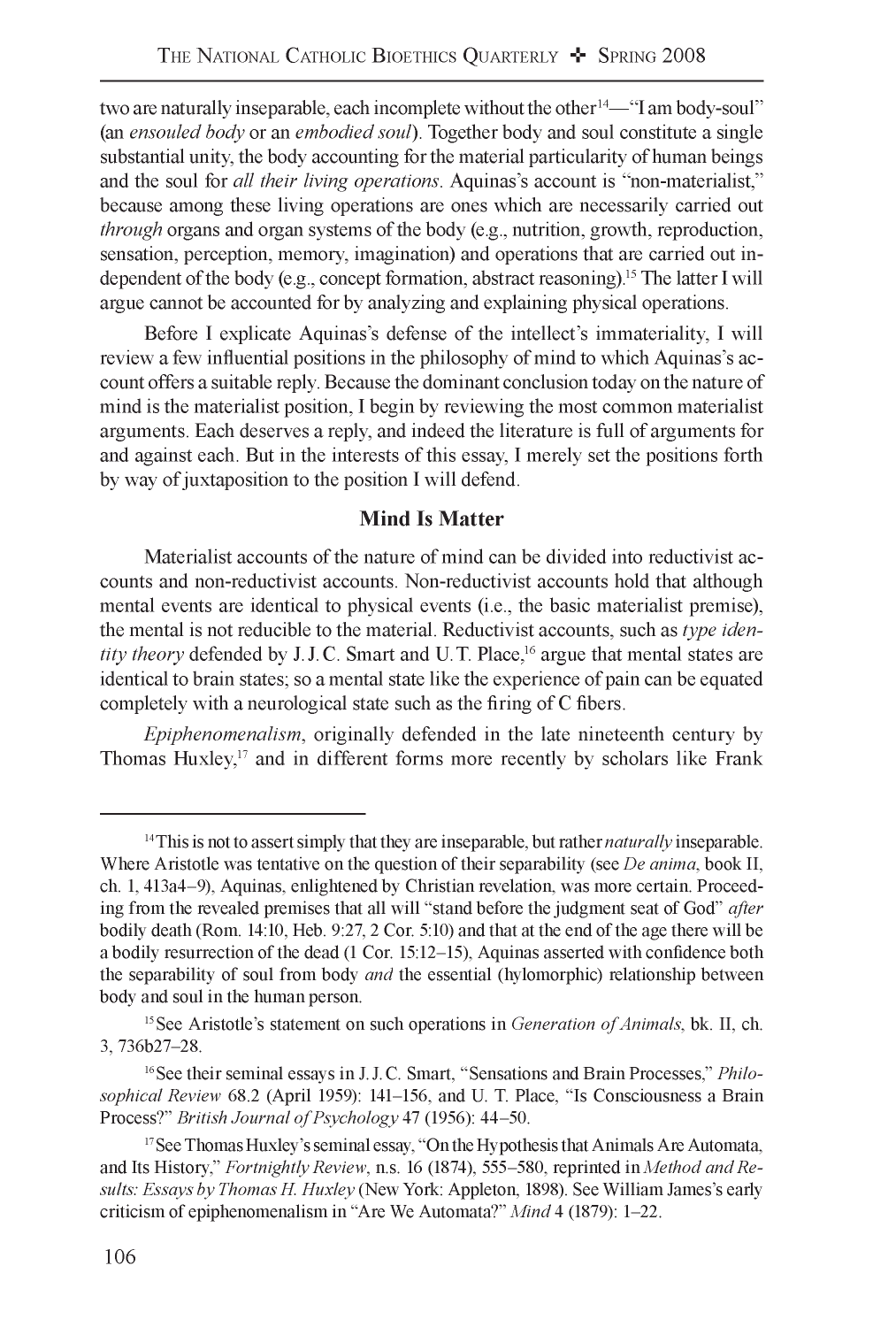two are naturally inseparable, each incomplete without the other[14]—"I am body-soul" (an *ensouled body* or an *embodied soul*). Together body and soul constitute a single substantial unity, the body accounting for the material particularity of human beings and the soul for *all their living operations*. Aquinas's account is "non-materialist," because among these living operations are ones which are necessarily carried out *through* organs and organ systems of the body (e.g., nutrition, growth, reproduction, sensation, perception, memory, imagination) and operations that are carried out independent of the body (e.g., concept formation, abstract reasoning).[15] The latter I will argue cannot be accounted for by analyzing and explaining physical operations.

Before I explicate Aquinas's defense of the intellect's immateriality, I will review a few influential positions in the philosophy of mind to which Aquinas's account offers a suitable reply. Because the dominant conclusion today on the nature of mind is the materialist position, I begin by reviewing the most common materialist arguments. Each deserves a reply, and indeed the literature is full of arguments for and against each. But in the interests of this essay, I merely set the positions forth by way of juxtaposition to the position I will defend.

## Mind Is Matter

Materialist accounts of the nature of mind can be divided into reductivist accounts and non-reductivist accounts. Non-reductivist accounts hold that although mental events are identical to physical events (i.e., the basic materialist premise), the mental is not reducible to the material. Reductivist accounts, such as *type identity theory* defended by J.J.C. Smart and U.T. Place,[16] argue that mental states are identical to brain states; so a mental state like the experience of pain can be equated completely with a neurological state such as the firing of C fibers.

*Epiphenomenalism*, originally defended in the late nineteenth century by Thomas Huxley,[17] and in different forms more recently by scholars like Frank

---

[14] This is not to assert simply that they are inseparable, but rather *naturally* inseparable. Where Aristotle was tentative on the question of their separability (see *De anima*, book II, ch. 1, 413a4–9), Aquinas, enlightened by Christian revelation, was more certain. Proceeding from the revealed premises that all will "stand before the judgment seat of God" *after* bodily death (Rom. 14:10, Heb. 9:27, 2 Cor. 5:10) and that at the end of the age there will be a bodily resurrection of the dead (1 Cor. 15:12–15), Aquinas asserted with confidence both the separability of soul from body *and* the essential (hylomorphic) relationship between body and soul in the human person.

[15] See Aristotle's statement on such operations in *Generation of Animals*, bk. II, ch. 3, 736b27–28.

[16] See their seminal essays in J.J.C. Smart, "Sensations and Brain Processes," *Philosophical Review* 68.2 (April 1959): 141–156, and U. T. Place, "Is Consciousness a Brain Process?" *British Journal of Psychology* 47 (1956): 44–50.

[17] See Thomas Huxley's seminal essay, "On the Hypothesis that Animals Are Automata, and Its History," *Fortnightly Review*, n.s. 16 (1874), 555–580, reprinted in *Method and Results: Essays by Thomas H. Huxley* (New York: Appleton, 1898). See William James's early criticism of epiphenomenalism in "Are We Automata?" *Mind* 4 (1879): 1–22.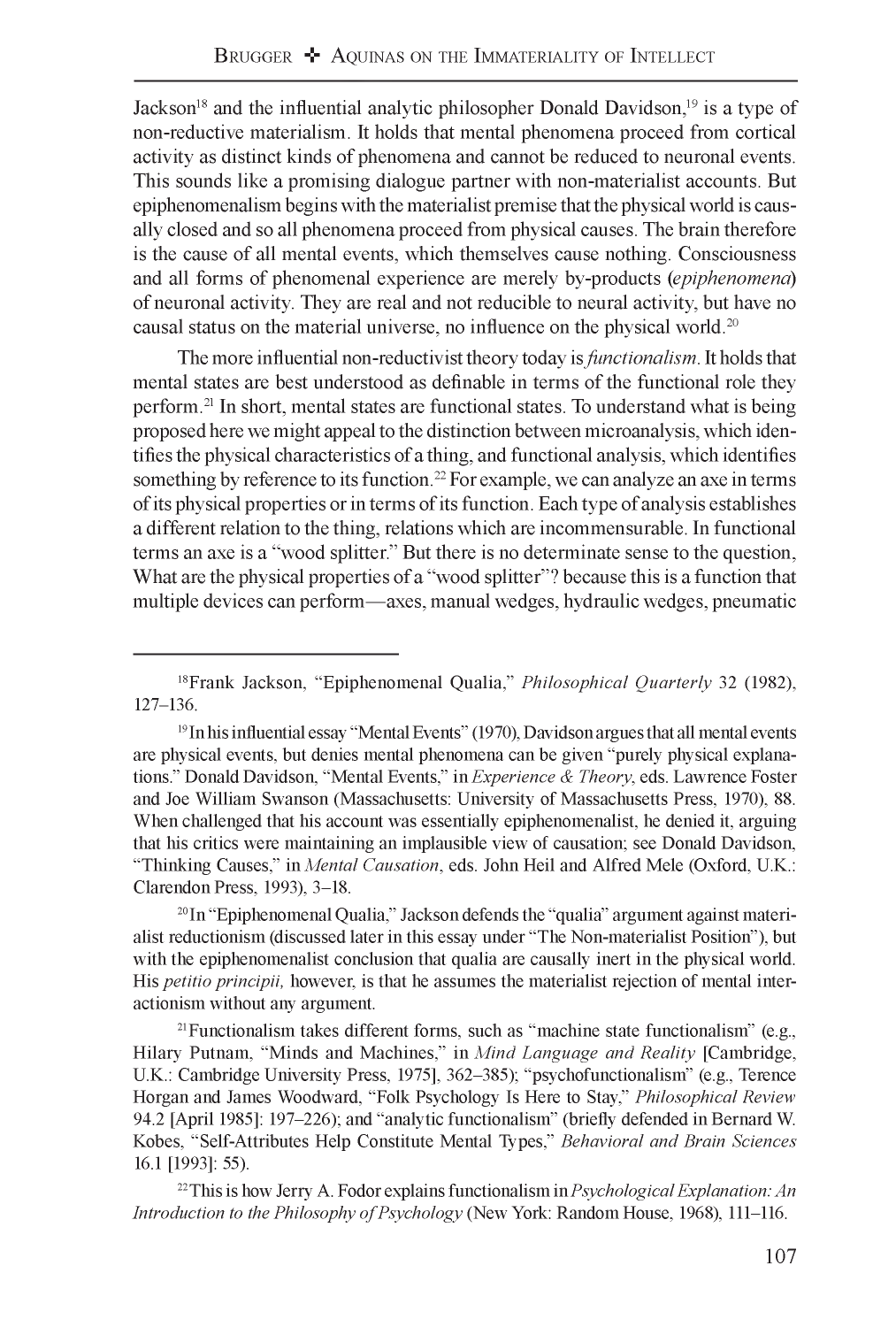Jackson[18] and the influential analytic philosopher Donald Davidson,[19] is a type of non-reductive materialism. It holds that mental phenomena proceed from cortical activity as distinct kinds of phenomena and cannot be reduced to neuronal events. This sounds like a promising dialogue partner with non-materialist accounts. But epiphenomenalism begins with the materialist premise that the physical world is causally closed and so all phenomena proceed from physical causes. The brain therefore is the cause of all mental events, which themselves cause nothing. Consciousness and all forms of phenomenal experience are merely by-products (*epiphenomena*) of neuronal activity. They are real and not reducible to neural activity, but have no causal status on the material universe, no influence on the physical world.[20]

The more influential non-reductivist theory today is *functionalism*. It holds that mental states are best understood as definable in terms of the functional role they perform.[21] In short, mental states are functional states. To understand what is being proposed here we might appeal to the distinction between microanalysis, which identifies the physical characteristics of a thing, and functional analysis, which identifies something by reference to its function.[22] For example, we can analyze an axe in terms of its physical properties or in terms of its function. Each type of analysis establishes a different relation to the thing, relations which are incommensurable. In functional terms an axe is a "wood splitter." But there is no determinate sense to the question, What are the physical properties of a "wood splitter"? because this is a function that multiple devices can perform—axes, manual wedges, hydraulic wedges, pneumatic

---

[18] Frank Jackson, "Epiphenomenal Qualia," *Philosophical Quarterly* 32 (1982), 127–136.

[19] In his influential essay "Mental Events" (1970), Davidson argues that all mental events are physical events, but denies mental phenomena can be given "purely physical explanations." Donald Davidson, "Mental Events," in *Experience & Theory*, eds. Lawrence Foster and Joe William Swanson (Massachusetts: University of Massachusetts Press, 1970), 88. When challenged that his account was essentially epiphenomenalist, he denied it, arguing that his critics were maintaining an implausible view of causation; see Donald Davidson, "Thinking Causes," in *Mental Causation*, eds. John Heil and Alfred Mele (Oxford, U.K.: Clarendon Press, 1993), 3–18.

[20] In "Epiphenomenal Qualia," Jackson defends the "qualia" argument against materialist reductionism (discussed later in this essay under "The Non-materialist Position"), but with the epiphenomenalist conclusion that qualia are causally inert in the physical world. His *petitio principii,* however, is that he assumes the materialist rejection of mental interactionism without any argument.

[21] Functionalism takes different forms, such as "machine state functionalism" (e.g., Hilary Putnam, "Minds and Machines," in *Mind Language and Reality* [Cambridge, U.K.: Cambridge University Press, 1975], 362–385); "psychofunctionalism" (e.g., Terence Horgan and James Woodward, "Folk Psychology Is Here to Stay," *Philosophical Review* 94.2 [April 1985]: 197–226); and "analytic functionalism" (briefly defended in Bernard W. Kobes, "Self-Attributes Help Constitute Mental Types," *Behavioral and Brain Sciences* 16.1 [1993]: 55).

[22] This is how Jerry A. Fodor explains functionalism in *Psychological Explanation: An Introduction to the Philosophy of Psychology* (New York: Random House, 1968), 111–116.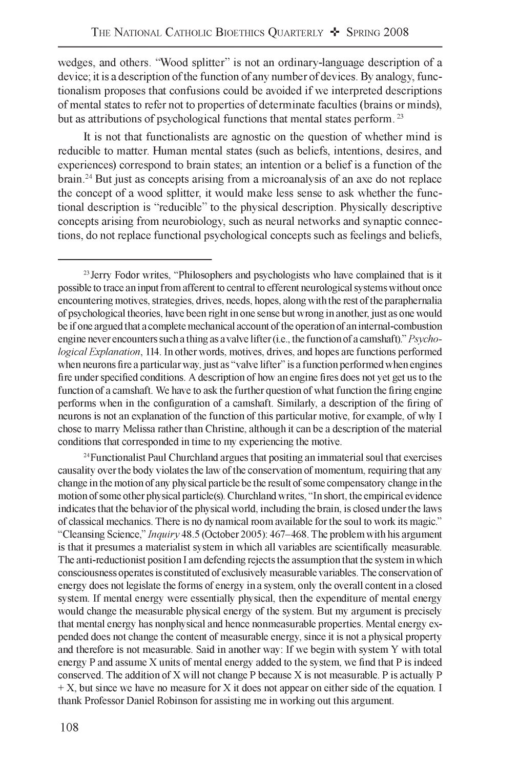wedges, and others. "Wood splitter" is not an ordinary-language description of a device; it is a description of the function of any number of devices. By analogy, functionalism proposes that confusions could be avoided if we interpreted descriptions of mental states to refer not to properties of determinate faculties (brains or minds), but as attributions of psychological functions that mental states perform.[23]

It is not that functionalists are agnostic on the question of whether mind is reducible to matter. Human mental states (such as beliefs, intentions, desires, and experiences) correspond to brain states; an intention or a belief is a function of the brain.[24] But just as concepts arising from a microanalysis of an axe do not replace the concept of a wood splitter, it would make less sense to ask whether the functional description is "reducible" to the physical description. Physically descriptive concepts arising from neurobiology, such as neural networks and synaptic connections, do not replace functional psychological concepts such as feelings and beliefs,

---

[23] Jerry Fodor writes, "Philosophers and psychologists who have complained that is it possible to trace an input from afferent to central to efferent neurological systems without once encountering motives, strategies, drives, needs, hopes, along with the rest of the paraphernalia of psychological theories, have been right in one sense but wrong in another, just as one would be if one argued that a complete mechanical account of the operation of an internal-combustion engine never encounters such a thing as a valve lifter (i.e., the function of a camshaft)." *Psychological Explanation*, 114. In other words, motives, drives, and hopes are functions performed when neurons fire a particular way, just as "valve lifter" is a function performed when engines fire under specified conditions. A description of how an engine fires does not yet get us to the function of a camshaft. We have to ask the further question of what function the firing engine performs when in the configuration of a camshaft. Similarly, a description of the firing of neurons is not an explanation of the function of this particular motive, for example, of why I chose to marry Melissa rather than Christine, although it can be a description of the material conditions that corresponded in time to my experiencing the motive.

[24] Functionalist Paul Churchland argues that positing an immaterial soul that exercises causality over the body violates the law of the conservation of momentum, requiring that any change in the motion of any physical particle be the result of some compensatory change in the motion of some other physical particle(s). Churchland writes, "In short, the empirical evidence indicates that the behavior of the physical world, including the brain, is closed under the laws of classical mechanics. There is no dynamical room available for the soul to work its magic." "Cleansing Science," *Inquiry* 48.5 (October 2005): 467–468. The problem with his argument is that it presumes a materialist system in which all variables are scientifically measurable. The anti-reductionist position I am defending rejects the assumption that the system in which consciousness operates is constituted of exclusively measurable variables. The conservation of energy does not legislate the forms of energy in a system, only the overall content in a closed system. If mental energy were essentially physical, then the expenditure of mental energy would change the measurable physical energy of the system. But my argument is precisely that mental energy has nonphysical and hence nonmeasurable properties. Mental energy expended does not change the content of measurable energy, since it is not a physical property and therefore is not measurable. Said in another way: If we begin with system Y with total energy P and assume X units of mental energy added to the system, we find that P is indeed conserved. The addition of X will not change P because X is not measurable. P is actually P + X, but since we have no measure for X it does not appear on either side of the equation. I thank Professor Daniel Robinson for assisting me in working out this argument.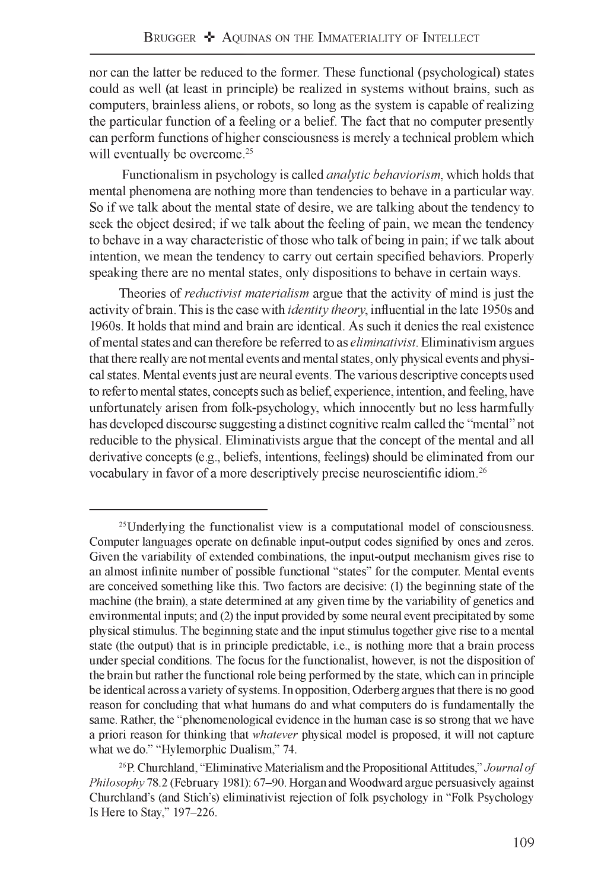nor can the latter be reduced to the former. These functional (psychological) states could as well (at least in principle) be realized in systems without brains, such as computers, brainless aliens, or robots, so long as the system is capable of realizing the particular function of a feeling or a belief. The fact that no computer presently can perform functions of higher consciousness is merely a technical problem which will eventually be overcome.[25]

Functionalism in psychology is called *analytic behaviorism*, which holds that mental phenomena are nothing more than tendencies to behave in a particular way. So if we talk about the mental state of desire, we are talking about the tendency to seek the object desired; if we talk about the feeling of pain, we mean the tendency to behave in a way characteristic of those who talk of being in pain; if we talk about intention, we mean the tendency to carry out certain specified behaviors. Properly speaking there are no mental states, only dispositions to behave in certain ways.

Theories of *reductivist materialism* argue that the activity of mind is just the activity of brain. This is the case with *identity theory*, influential in the late 1950s and 1960s. It holds that mind and brain are identical. As such it denies the real existence of mental states and can therefore be referred to as *eliminativist*. Eliminativism argues that there really are not mental events and mental states, only physical events and physical states. Mental events just are neural events. The various descriptive concepts used to refer to mental states, concepts such as belief, experience, intention, and feeling, have unfortunately arisen from folk-psychology, which innocently but no less harmfully has developed discourse suggesting a distinct cognitive realm called the "mental" not reducible to the physical. Eliminativists argue that the concept of the mental and all derivative concepts (e.g., beliefs, intentions, feelings) should be eliminated from our vocabulary in favor of a more descriptively precise neuroscientific idiom.[26]

---

[25] Underlying the functionalist view is a computational model of consciousness. Computer languages operate on definable input-output codes signified by ones and zeros. Given the variability of extended combinations, the input-output mechanism gives rise to an almost infinite number of possible functional "states" for the computer. Mental events are conceived something like this. Two factors are decisive: (1) the beginning state of the machine (the brain), a state determined at any given time by the variability of genetics and environmental inputs; and (2) the input provided by some neural event precipitated by some physical stimulus. The beginning state and the input stimulus together give rise to a mental state (the output) that is in principle predictable, i.e., is nothing more that a brain process under special conditions. The focus for the functionalist, however, is not the disposition of the brain but rather the functional role being performed by the state, which can in principle be identical across a variety of systems. In opposition, Oderberg argues that there is no good reason for concluding that what humans do and what computers do is fundamentally the same. Rather, the "phenomenological evidence in the human case is so strong that we have a priori reason for thinking that *whatever* physical model is proposed, it will not capture what we do." "Hylemorphic Dualism," 74.

[26] P. Churchland, "Eliminative Materialism and the Propositional Attitudes," *Journal of Philosophy* 78.2 (February 1981): 67–90. Horgan and Woodward argue persuasively against Churchland's (and Stich's) eliminativist rejection of folk psychology in "Folk Psychology Is Here to Stay," 197–226.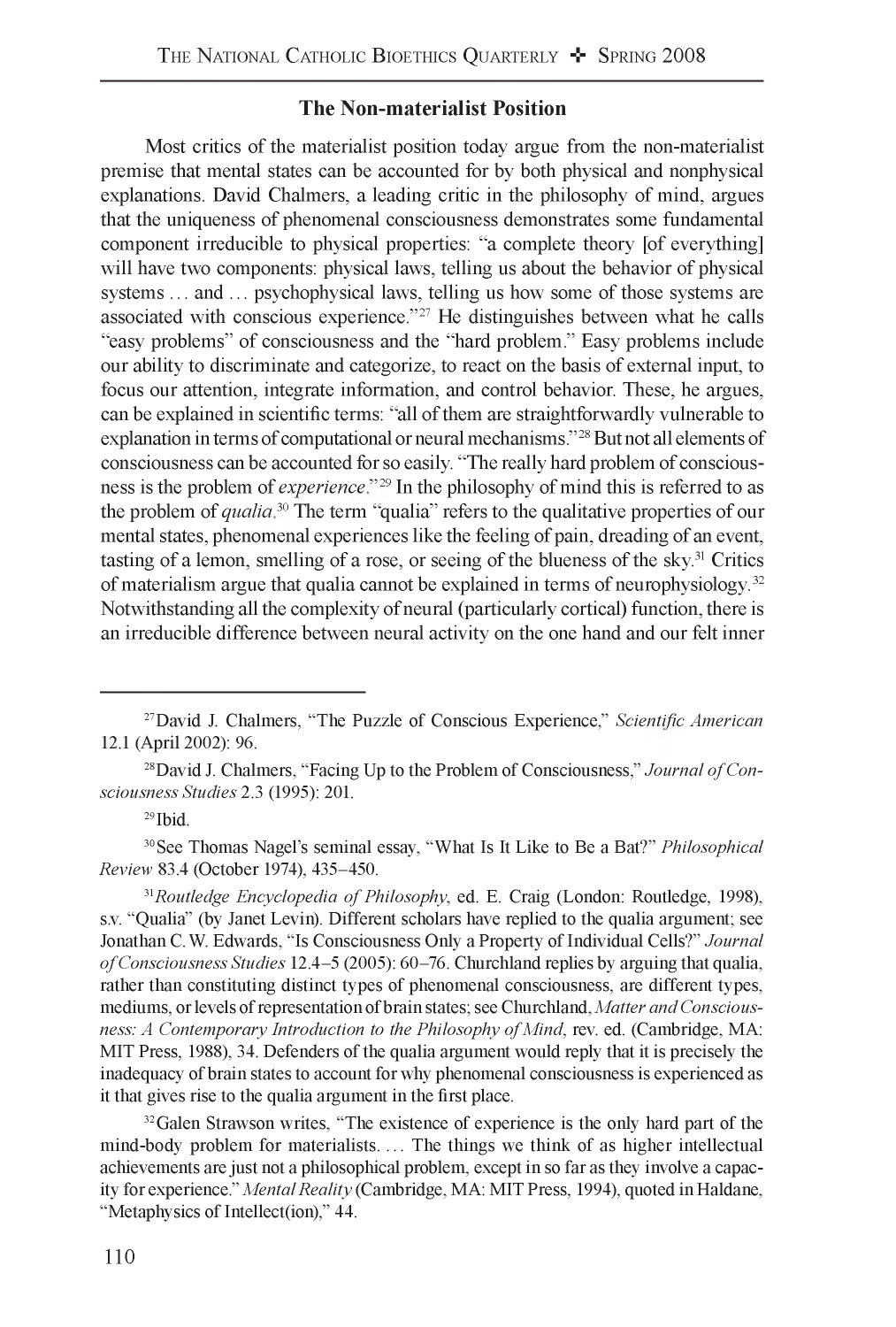## The Non-materialist Position

Most critics of the materialist position today argue from the non-materialist premise that mental states can be accounted for by both physical and nonphysical explanations. David Chalmers, a leading critic in the philosophy of mind, argues that the uniqueness of phenomenal consciousness demonstrates some fundamental component irreducible to physical properties: "a complete theory [of everything] will have two components: physical laws, telling us about the behavior of physical systems … and … psychophysical laws, telling us how some of those systems are associated with conscious experience."[27] He distinguishes between what he calls "easy problems" of consciousness and the "hard problem." Easy problems include our ability to discriminate and categorize, to react on the basis of external input, to focus our attention, integrate information, and control behavior. These, he argues, can be explained in scientific terms: "all of them are straightforwardly vulnerable to explanation in terms of computational or neural mechanisms."[28] But not all elements of consciousness can be accounted for so easily. "The really hard problem of consciousness is the problem of *experience*."[29] In the philosophy of mind this is referred to as the problem of *qualia*.[30] The term "qualia" refers to the qualitative properties of our mental states, phenomenal experiences like the feeling of pain, dreading of an event, tasting of a lemon, smelling of a rose, or seeing of the blueness of the sky.[31] Critics of materialism argue that qualia cannot be explained in terms of neurophysiology.[32] Notwithstanding all the complexity of neural (particularly cortical) function, there is an irreducible difference between neural activity on the one hand and our felt inner

---

[27] David J. Chalmers, "The Puzzle of Conscious Experience," *Scientific American* 12.1 (April 2002): 96.

[28] David J. Chalmers, "Facing Up to the Problem of Consciousness," *Journal of Consciousness Studies* 2.3 (1995): 201.

[29] Ibid.

[30] See Thomas Nagel's seminal essay, "What Is It Like to Be a Bat?" *Philosophical Review* 83.4 (October 1974), 435–450.

[31] *Routledge Encyclopedia of Philosophy*, ed. E. Craig (London: Routledge, 1998), s.v. "Qualia" (by Janet Levin). Different scholars have replied to the qualia argument; see Jonathan C. W. Edwards, "Is Consciousness Only a Property of Individual Cells?" *Journal of Consciousness Studies* 12.4–5 (2005): 60–76. Churchland replies by arguing that qualia, rather than constituting distinct types of phenomenal consciousness, are different types, mediums, or levels of representation of brain states; see Churchland, *Matter and Consciousness: A Contemporary Introduction to the Philosophy of Mind*, rev. ed. (Cambridge, MA: MIT Press, 1988), 34. Defenders of the qualia argument would reply that it is precisely the inadequacy of brain states to account for why phenomenal consciousness is experienced as it that gives rise to the qualia argument in the first place.

[32] Galen Strawson writes, "The existence of experience is the only hard part of the mind-body problem for materialists. … The things we think of as higher intellectual achievements are just not a philosophical problem, except in so far as they involve a capacity for experience." *Mental Reality* (Cambridge, MA: MIT Press, 1994), quoted in Haldane, "Metaphysics of Intellect(ion)," 44.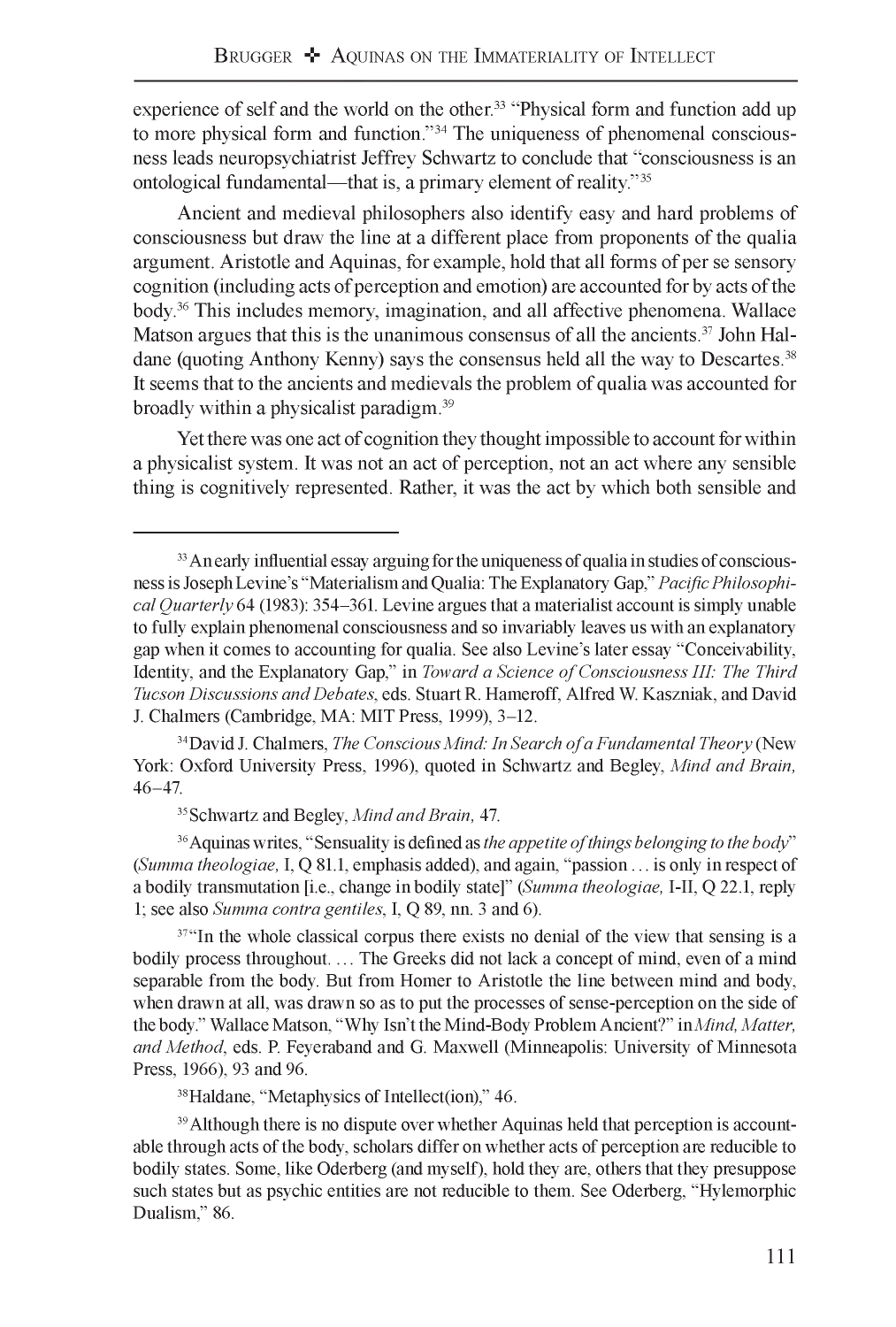experience of self and the world on the other.[33] "Physical form and function add up to more physical form and function."[34] The uniqueness of phenomenal consciousness leads neuropsychiatrist Jeffrey Schwartz to conclude that "consciousness is an ontological fundamental—that is, a primary element of reality."[35]

Ancient and medieval philosophers also identify easy and hard problems of consciousness but draw the line at a different place from proponents of the qualia argument. Aristotle and Aquinas, for example, hold that all forms of per se sensory cognition (including acts of perception and emotion) are accounted for by acts of the body.[36] This includes memory, imagination, and all affective phenomena. Wallace Matson argues that this is the unanimous consensus of all the ancients.[37] John Haldane (quoting Anthony Kenny) says the consensus held all the way to Descartes.[38] It seems that to the ancients and medievals the problem of qualia was accounted for broadly within a physicalist paradigm.[39]

Yet there was one act of cognition they thought impossible to account for within a physicalist system. It was not an act of perception, not an act where any sensible thing is cognitively represented. Rather, it was the act by which both sensible and

---

[33] An early influential essay arguing for the uniqueness of qualia in studies of consciousness is Joseph Levine's "Materialism and Qualia: The Explanatory Gap," *Pacific Philosophical Quarterly* 64 (1983): 354–361. Levine argues that a materialist account is simply unable to fully explain phenomenal consciousness and so invariably leaves us with an explanatory gap when it comes to accounting for qualia. See also Levine's later essay "Conceivability, Identity, and the Explanatory Gap," in *Toward a Science of Consciousness III: The Third Tucson Discussions and Debates*, eds. Stuart R. Hameroff, Alfred W. Kaszniak, and David J. Chalmers (Cambridge, MA: MIT Press, 1999), 3–12.

[34] David J. Chalmers, *The Conscious Mind: In Search of a Fundamental Theory* (New York: Oxford University Press, 1996), quoted in Schwartz and Begley, *Mind and Brain,* 46–47.

[35] Schwartz and Begley, *Mind and Brain,* 47.

[36] Aquinas writes, "Sensuality is defined as *the appetite of things belonging to the body*" (*Summa theologiae,* I, Q 81.1, emphasis added), and again, "passion … is only in respect of a bodily transmutation [i.e., change in bodily state]" (*Summa theologiae,* I-II, Q 22.1, reply 1; see also *Summa contra gentiles*, I, Q 89, nn. 3 and 6).

[37] "In the whole classical corpus there exists no denial of the view that sensing is a bodily process throughout. … The Greeks did not lack a concept of mind, even of a mind separable from the body. But from Homer to Aristotle the line between mind and body, when drawn at all, was drawn so as to put the processes of sense-perception on the side of the body." Wallace Matson, "Why Isn't the Mind-Body Problem Ancient?" in *Mind, Matter, and Method*, eds. P. Feyeraband and G. Maxwell (Minneapolis: University of Minnesota Press, 1966), 93 and 96.

[38] Haldane, "Metaphysics of Intellect(ion)," 46.

[39] Although there is no dispute over whether Aquinas held that perception is accountable through acts of the body, scholars differ on whether acts of perception are reducible to bodily states. Some, like Oderberg (and myself), hold they are, others that they presuppose such states but as psychic entities are not reducible to them. See Oderberg, "Hylemorphic Dualism," 86.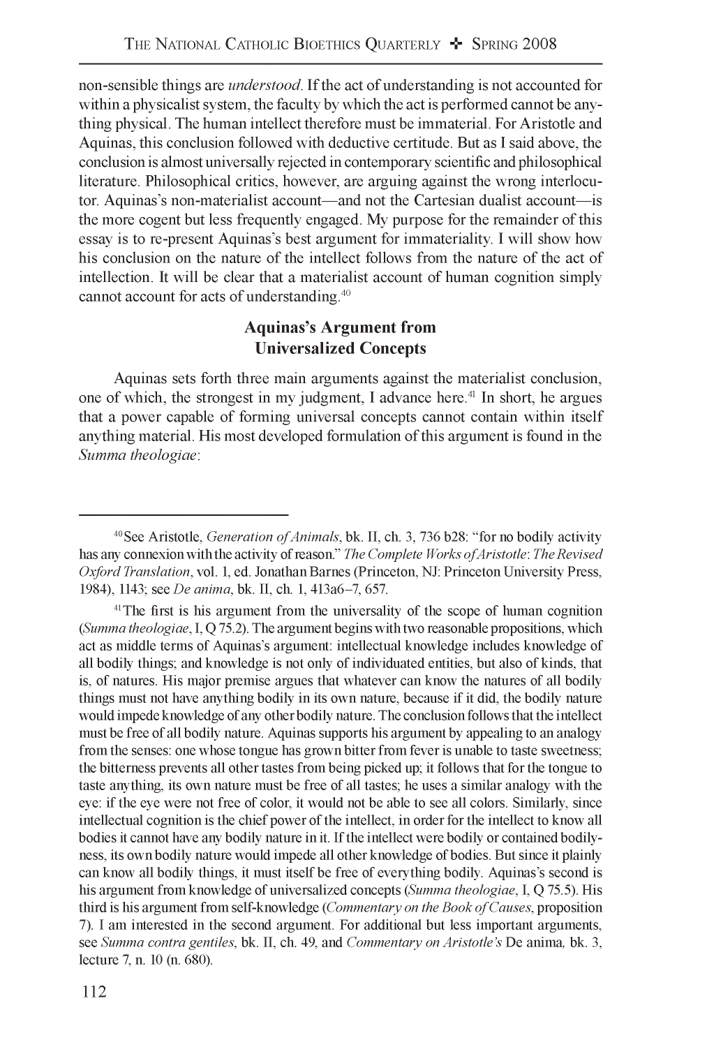non-sensible things are *understood*. If the act of understanding is not accounted for within a physicalist system, the faculty by which the act is performed cannot be anything physical. The human intellect therefore must be immaterial. For Aristotle and Aquinas, this conclusion followed with deductive certitude. But as I said above, the conclusion is almost universally rejected in contemporary scientific and philosophical literature. Philosophical critics, however, are arguing against the wrong interlocutor. Aquinas's non-materialist account—and not the Cartesian dualist account—is the more cogent but less frequently engaged. My purpose for the remainder of this essay is to re-present Aquinas's best argument for immateriality. I will show how his conclusion on the nature of the intellect follows from the nature of the act of intellection. It will be clear that a materialist account of human cognition simply cannot account for acts of understanding.[40]

## Aquinas's Argument from Universalized Concepts

Aquinas sets forth three main arguments against the materialist conclusion, one of which, the strongest in my judgment, I advance here.[41] In short, he argues that a power capable of forming universal concepts cannot contain within itself anything material. His most developed formulation of this argument is found in the *Summa theologiae*:

---

[40] See Aristotle, *Generation of Animals*, bk. II, ch. 3, 736 b28: "for no bodily activity has any connexion with the activity of reason." *The Complete Works of Aristotle*: *The Revised Oxford Translation*, vol. 1, ed. Jonathan Barnes (Princeton, NJ: Princeton University Press, 1984), 1143; see *De anima*, bk. II, ch. 1, 413a6–7, 657.

[41] The first is his argument from the universality of the scope of human cognition (*Summa theologiae*, I, Q 75.2). The argument begins with two reasonable propositions, which act as middle terms of Aquinas's argument: intellectual knowledge includes knowledge of all bodily things; and knowledge is not only of individuated entities, but also of kinds, that is, of natures. His major premise argues that whatever can know the natures of all bodily things must not have anything bodily in its own nature, because if it did, the bodily nature would impede knowledge of any other bodily nature. The conclusion follows that the intellect must be free of all bodily nature. Aquinas supports his argument by appealing to an analogy from the senses: one whose tongue has grown bitter from fever is unable to taste sweetness; the bitterness prevents all other tastes from being picked up; it follows that for the tongue to taste anything, its own nature must be free of all tastes; he uses a similar analogy with the eye: if the eye were not free of color, it would not be able to see all colors. Similarly, since intellectual cognition is the chief power of the intellect, in order for the intellect to know all bodies it cannot have any bodily nature in it. If the intellect were bodily or contained bodilyness, its own bodily nature would impede all other knowledge of bodies. But since it plainly can know all bodily things, it must itself be free of everything bodily. Aquinas's second is his argument from knowledge of universalized concepts (*Summa theologiae*, I, Q 75.5). His third is his argument from self-knowledge (*Commentary on the Book of Causes*, proposition 7). I am interested in the second argument. For additional but less important arguments, see *Summa contra gentiles*, bk. II, ch. 49, and *Commentary on Aristotle's* De anima, bk. 3, lecture 7, n. 10 (n. 680).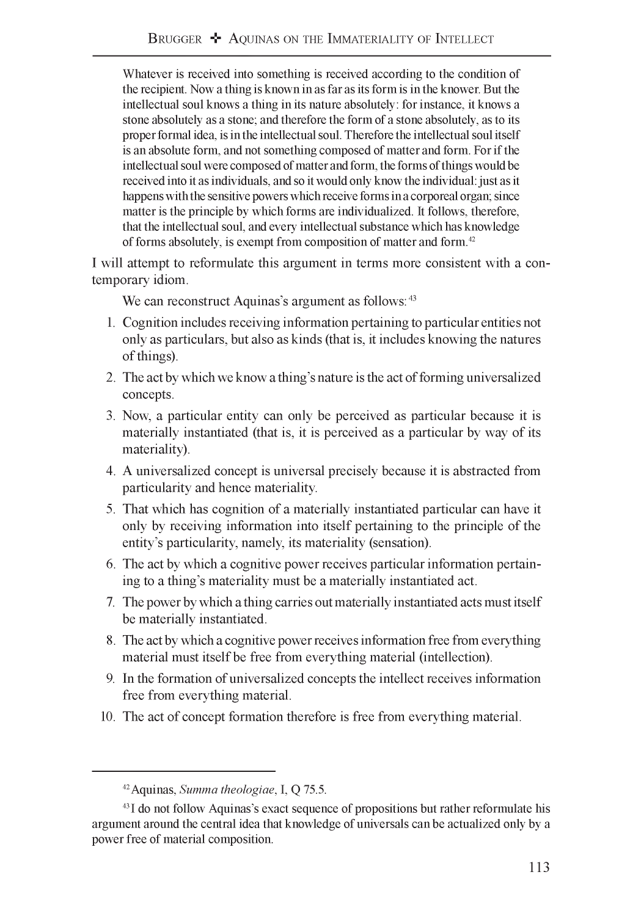> Whatever is received into something is received according to the condition of the recipient. Now a thing is known in as far as its form is in the knower. But the intellectual soul knows a thing in its nature absolutely: for instance, it knows a stone absolutely as a stone; and therefore the form of a stone absolutely, as to its proper formal idea, is in the intellectual soul. Therefore the intellectual soul itself is an absolute form, and not something composed of matter and form. For if the intellectual soul were composed of matter and form, the forms of things would be received into it as individuals, and so it would only know the individual: just as it happens with the sensitive powers which receive forms in a corporeal organ; since matter is the principle by which forms are individualized. It follows, therefore, that the intellectual soul, and every intellectual substance which has knowledge of forms absolutely, is exempt from composition of matter and form.[42]

I will attempt to reformulate this argument in terms more consistent with a contemporary idiom.

We can reconstruct Aquinas's argument as follows:[43]

1. Cognition includes receiving information pertaining to particular entities not only as particulars, but also as kinds (that is, it includes knowing the natures of things).
2. The act by which we know a thing's nature is the act of forming universalized concepts.
3. Now, a particular entity can only be perceived as particular because it is materially instantiated (that is, it is perceived as a particular by way of its materiality).
4. A universalized concept is universal precisely because it is abstracted from particularity and hence materiality.
5. That which has cognition of a materially instantiated particular can have it only by receiving information into itself pertaining to the principle of the entity's particularity, namely, its materiality (sensation).
6. The act by which a cognitive power receives particular information pertaining to a thing's materiality must be a materially instantiated act.
7. The power by which a thing carries out materially instantiated acts must itself be materially instantiated.
8. The act by which a cognitive power receives information free from everything material must itself be free from everything material (intellection).
9. In the formation of universalized concepts the intellect receives information free from everything material.
10. The act of concept formation therefore is free from everything material.

---

[42] Aquinas, *Summa theologiae*, I, Q 75.5.

[43] I do not follow Aquinas's exact sequence of propositions but rather reformulate his argument around the central idea that knowledge of universals can be actualized only by a power free of material composition.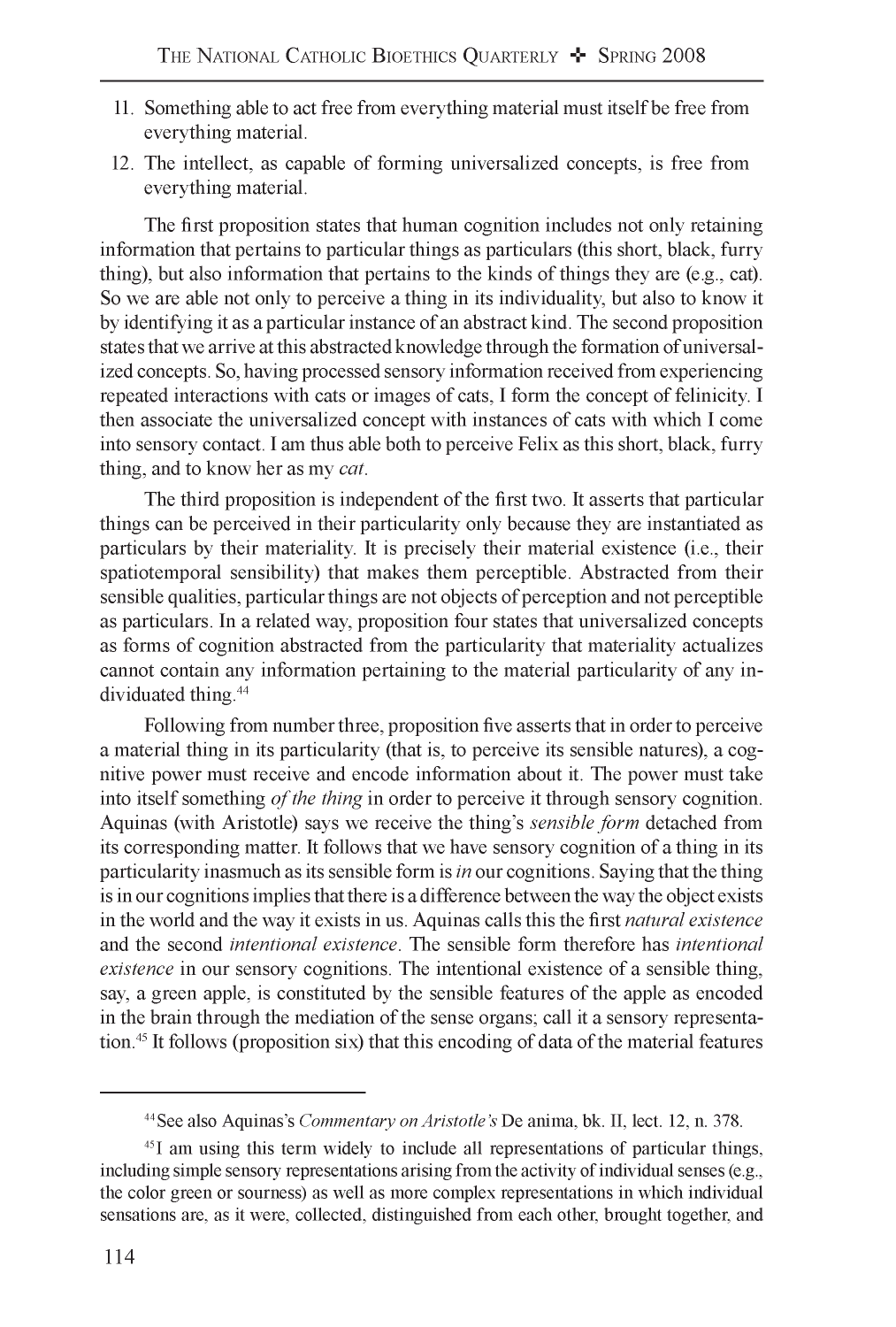11. Something able to act free from everything material must itself be free from everything material.
12. The intellect, as capable of forming universalized concepts, is free from everything material.

The first proposition states that human cognition includes not only retaining information that pertains to particular things as particulars (this short, black, furry thing), but also information that pertains to the kinds of things they are (e.g., cat). So we are able not only to perceive a thing in its individuality, but also to know it by identifying it as a particular instance of an abstract kind. The second proposition states that we arrive at this abstracted knowledge through the formation of universalized concepts. So, having processed sensory information received from experiencing repeated interactions with cats or images of cats, I form the concept of felinicity. I then associate the universalized concept with instances of cats with which I come into sensory contact. I am thus able both to perceive Felix as this short, black, furry thing, and to know her as my *cat*.

The third proposition is independent of the first two. It asserts that particular things can be perceived in their particularity only because they are instantiated as particulars by their materiality. It is precisely their material existence (i.e., their spatiotemporal sensibility) that makes them perceptible. Abstracted from their sensible qualities, particular things are not objects of perception and not perceptible as particulars. In a related way, proposition four states that universalized concepts as forms of cognition abstracted from the particularity that materiality actualizes cannot contain any information pertaining to the material particularity of any individuated thing.[44]

Following from number three, proposition five asserts that in order to perceive a material thing in its particularity (that is, to perceive its sensible natures), a cognitive power must receive and encode information about it. The power must take into itself something *of the thing* in order to perceive it through sensory cognition. Aquinas (with Aristotle) says we receive the thing's *sensible form* detached from its corresponding matter. It follows that we have sensory cognition of a thing in its particularity inasmuch as its sensible form is *in* our cognitions. Saying that the thing is in our cognitions implies that there is a difference between the way the object exists in the world and the way it exists in us. Aquinas calls this the first *natural existence* and the second *intentional existence*. The sensible form therefore has *intentional existence* in our sensory cognitions. The intentional existence of a sensible thing, say, a green apple, is constituted by the sensible features of the apple as encoded in the brain through the mediation of the sense organs; call it a sensory representation.[45] It follows (proposition six) that this encoding of data of the material features

---

[44] See also Aquinas's *Commentary on Aristotle's* De anima, bk. II, lect. 12, n. 378.

[45] I am using this term widely to include all representations of particular things, including simple sensory representations arising from the activity of individual senses (e.g., the color green or sourness) as well as more complex representations in which individual sensations are, as it were, collected, distinguished from each other, brought together, and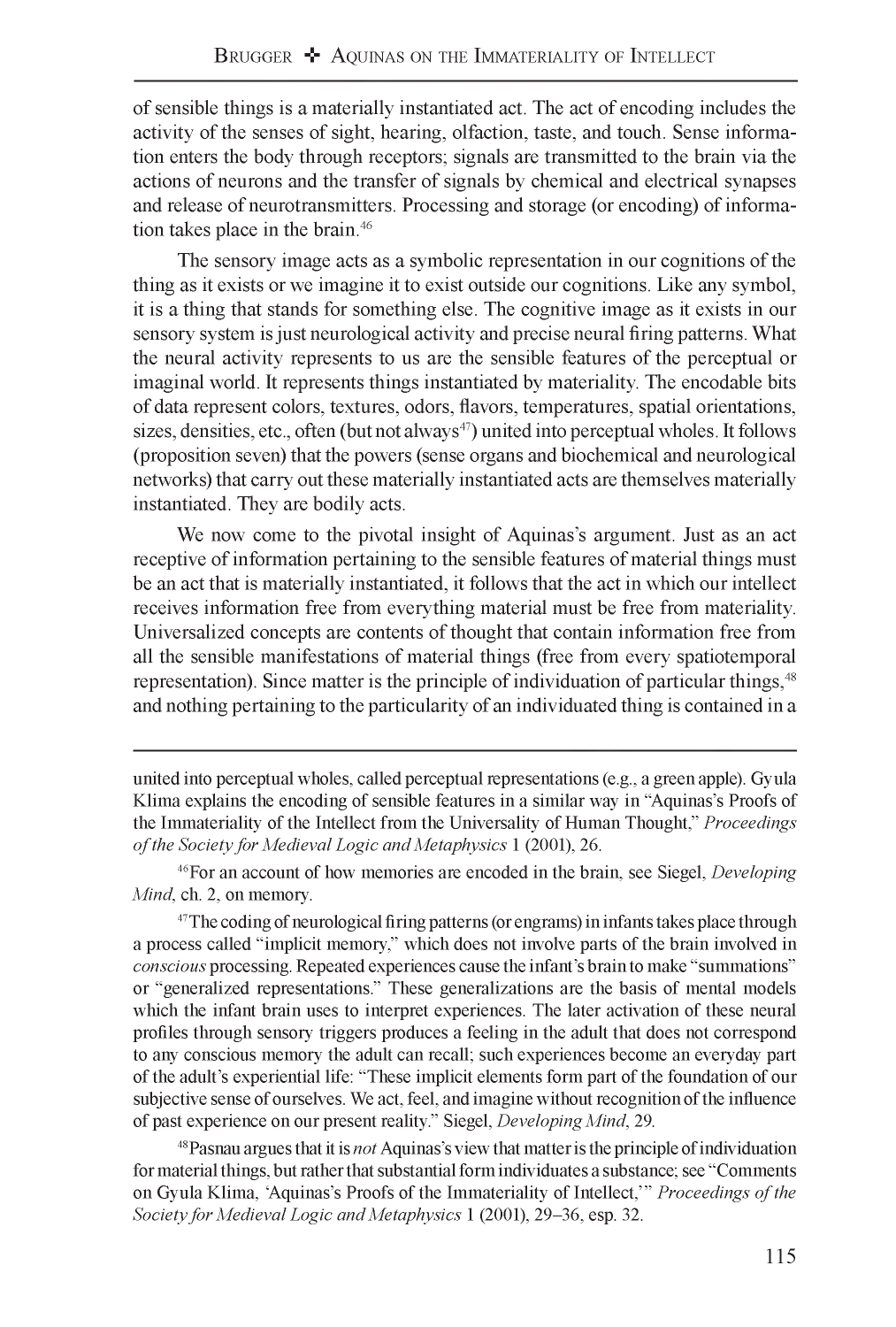of sensible things is a materially instantiated act. The act of encoding includes the activity of the senses of sight, hearing, olfaction, taste, and touch. Sense information enters the body through receptors; signals are transmitted to the brain via the actions of neurons and the transfer of signals by chemical and electrical synapses and release of neurotransmitters. Processing and storage (or encoding) of information takes place in the brain.[46]

The sensory image acts as a symbolic representation in our cognitions of the thing as it exists or we imagine it to exist outside our cognitions. Like any symbol, it is a thing that stands for something else. The cognitive image as it exists in our sensory system is just neurological activity and precise neural firing patterns. What the neural activity represents to us are the sensible features of the perceptual or imaginal world. It represents things instantiated by materiality. The encodable bits of data represent colors, textures, odors, flavors, temperatures, spatial orientations, sizes, densities, etc., often (but not always[47]) united into perceptual wholes. It follows (proposition seven) that the powers (sense organs and biochemical and neurological networks) that carry out these materially instantiated acts are themselves materially instantiated. They are bodily acts.

We now come to the pivotal insight of Aquinas's argument. Just as an act receptive of information pertaining to the sensible features of material things must be an act that is materially instantiated, it follows that the act in which our intellect receives information free from everything material must be free from materiality. Universalized concepts are contents of thought that contain information free from all the sensible manifestations of material things (free from every spatiotemporal representation). Since matter is the principle of individuation of particular things,[48] and nothing pertaining to the particularity of an individuated thing is contained in a

---

united into perceptual wholes, called perceptual representations (e.g., a green apple). Gyula Klima explains the encoding of sensible features in a similar way in "Aquinas's Proofs of the Immateriality of the Intellect from the Universality of Human Thought," *Proceedings of the Society for Medieval Logic and Metaphysics* 1 (2001), 26.

[46] For an account of how memories are encoded in the brain, see Siegel, *Developing Mind*, ch. 2, on memory.

[47] The coding of neurological firing patterns (or engrams) in infants takes place through a process called "implicit memory," which does not involve parts of the brain involved in *conscious* processing. Repeated experiences cause the infant's brain to make "summations" or "generalized representations." These generalizations are the basis of mental models which the infant brain uses to interpret experiences. The later activation of these neural profiles through sensory triggers produces a feeling in the adult that does not correspond to any conscious memory the adult can recall; such experiences become an everyday part of the adult's experiential life: "These implicit elements form part of the foundation of our subjective sense of ourselves. We act, feel, and imagine without recognition of the influence of past experience on our present reality." Siegel, *Developing Mind*, 29.

[48] Pasnau argues that it is *not* Aquinas's view that matter is the principle of individuation for material things, but rather that substantial form individuates a substance; see "Comments on Gyula Klima, 'Aquinas's Proofs of the Immateriality of Intellect,'" *Proceedings of the Society for Medieval Logic and Metaphysics* 1 (2001), 29–36, esp. 32.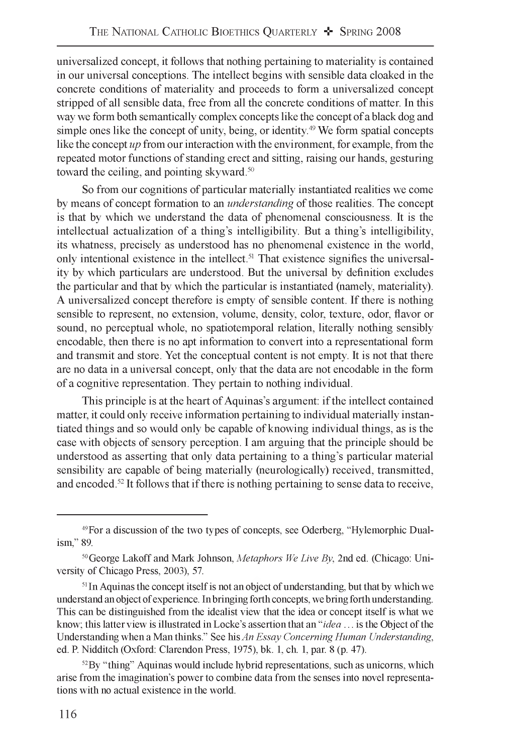universalized concept, it follows that nothing pertaining to materiality is contained in our universal conceptions. The intellect begins with sensible data cloaked in the concrete conditions of materiality and proceeds to form a universalized concept stripped of all sensible data, free from all the concrete conditions of matter. In this way we form both semantically complex concepts like the concept of a black dog and simple ones like the concept of unity, being, or identity.[49] We form spatial concepts like the concept *up* from our interaction with the environment, for example, from the repeated motor functions of standing erect and sitting, raising our hands, gesturing toward the ceiling, and pointing skyward.[50]

So from our cognitions of particular materially instantiated realities we come by means of concept formation to an *understanding* of those realities. The concept is that by which we understand the data of phenomenal consciousness. It is the intellectual actualization of a thing's intelligibility. But a thing's intelligibility, its whatness, precisely as understood has no phenomenal existence in the world, only intentional existence in the intellect.[51] That existence signifies the universality by which particulars are understood. But the universal by definition excludes the particular and that by which the particular is instantiated (namely, materiality). A universalized concept therefore is empty of sensible content. If there is nothing sensible to represent, no extension, volume, density, color, texture, odor, flavor or sound, no perceptual whole, no spatiotemporal relation, literally nothing sensibly encodable, then there is no apt information to convert into a representational form and transmit and store. Yet the conceptual content is not empty. It is not that there are no data in a universal concept, only that the data are not encodable in the form of a cognitive representation. They pertain to nothing individual.

This principle is at the heart of Aquinas's argument: if the intellect contained matter, it could only receive information pertaining to individual materially instantiated things and so would only be capable of knowing individual things, as is the case with objects of sensory perception. I am arguing that the principle should be understood as asserting that only data pertaining to a thing's particular material sensibility are capable of being materially (neurologically) received, transmitted, and encoded.[52] It follows that if there is nothing pertaining to sense data to receive,

---

[49] For a discussion of the two types of concepts, see Oderberg, "Hylemorphic Dualism," 89.

[50] George Lakoff and Mark Johnson, *Metaphors We Live By*, 2nd ed. (Chicago: University of Chicago Press, 2003), 57.

[51] In Aquinas the concept itself is not an object of understanding, but that by which we understand an object of experience. In bringing forth concepts, we bring forth understanding. This can be distinguished from the idealist view that the idea or concept itself is what we know; this latter view is illustrated in Locke's assertion that an "*idea* … is the Object of the Understanding when a Man thinks." See his *An Essay Concerning Human Understanding*, ed. P. Nidditch (Oxford: Clarendon Press, 1975), bk. 1, ch. 1, par. 8 (p. 47).

[52] By "thing" Aquinas would include hybrid representations, such as unicorns, which arise from the imagination's power to combine data from the senses into novel representations with no actual existence in the world.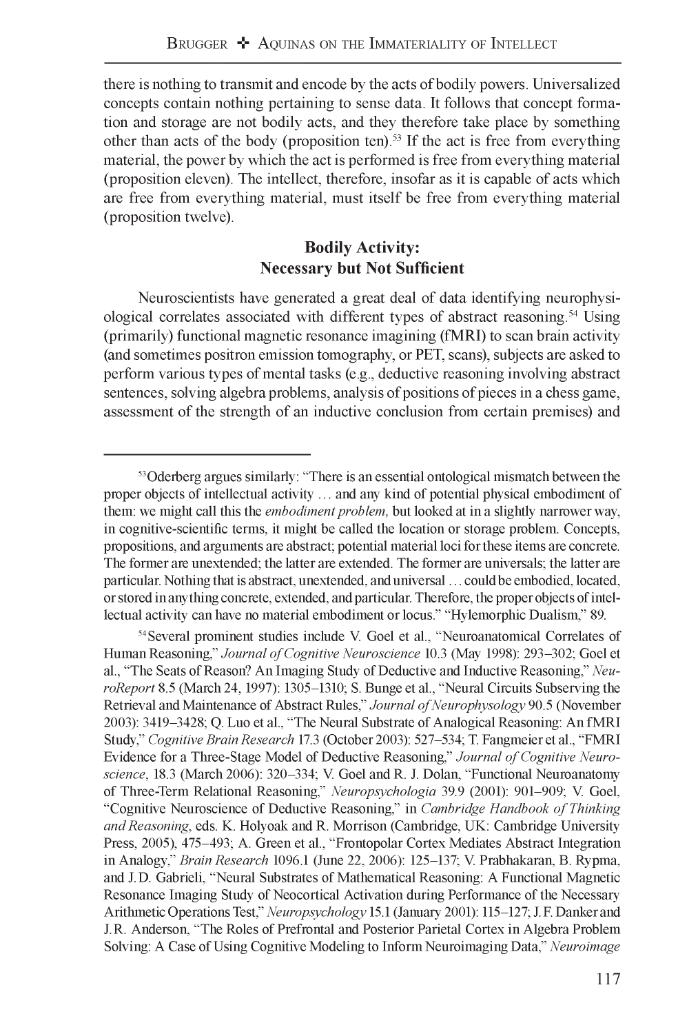there is nothing to transmit and encode by the acts of bodily powers. Universalized concepts contain nothing pertaining to sense data. It follows that concept formation and storage are not bodily acts, and they therefore take place by something other than acts of the body (proposition ten).[53] If the act is free from everything material, the power by which the act is performed is free from everything material (proposition eleven). The intellect, therefore, insofar as it is capable of acts which are free from everything material, must itself be free from everything material (proposition twelve).

## Bodily Activity: Necessary but Not Sufficient

Neuroscientists have generated a great deal of data identifying neurophysiological correlates associated with different types of abstract reasoning.[54] Using (primarily) functional magnetic resonance imagining (fMRI) to scan brain activity (and sometimes positron emission tomography, or PET, scans), subjects are asked to perform various types of mental tasks (e.g., deductive reasoning involving abstract sentences, solving algebra problems, analysis of positions of pieces in a chess game, assessment of the strength of an inductive conclusion from certain premises) and

---

[53] Oderberg argues similarly: "There is an essential ontological mismatch between the proper objects of intellectual activity … and any kind of potential physical embodiment of them: we might call this the *embodiment problem,* but looked at in a slightly narrower way, in cognitive-scientific terms, it might be called the location or storage problem. Concepts, propositions, and arguments are abstract; potential material loci for these items are concrete. The former are unextended; the latter are extended. The former are universals; the latter are particular. Nothing that is abstract, unextended, and universal … could be embodied, located, or stored in anything concrete, extended, and particular. Therefore, the proper objects of intellectual activity can have no material embodiment or locus." "Hylemorphic Dualism," 89.

[54] Several prominent studies include V. Goel et al., "Neuroanatomical Correlates of Human Reasoning," *Journal of Cognitive Neuroscience* 10.3 (May 1998): 293–302; Goel et al., "The Seats of Reason? An Imaging Study of Deductive and Inductive Reasoning," *NeuroReport* 8.5 (March 24, 1997): 1305–1310; S. Bunge et al., "Neural Circuits Subserving the Retrieval and Maintenance of Abstract Rules," *Journal of Neurophysology* 90.5 (November 2003): 3419–3428; Q. Luo et al., "The Neural Substrate of Analogical Reasoning: An fMRI Study," *Cognitive Brain Research* 17.3 (October 2003): 527–534; T. Fangmeier et al., "FMRI Evidence for a Three-Stage Model of Deductive Reasoning," *Journal of Cognitive Neuroscience*, 18.3 (March 2006): 320–334; V. Goel and R. J. Dolan, "Functional Neuroanatomy of Three-Term Relational Reasoning," *Neuropsychologia* 39.9 (2001): 901–909; V. Goel, "Cognitive Neuroscience of Deductive Reasoning," in *Cambridge Handbook of Thinking and Reasoning*, eds. K. Holyoak and R. Morrison (Cambridge, UK: Cambridge University Press, 2005), 475–493; A. Green et al., "Frontopolar Cortex Mediates Abstract Integration in Analogy," *Brain Research* 1096.1 (June 22, 2006): 125–137; V. Prabhakaran, B. Rypma, and J. D. Gabrieli, "Neural Substrates of Mathematical Reasoning: A Functional Magnetic Resonance Imaging Study of Neocortical Activation during Performance of the Necessary Arithmetic Operations Test," *Neuropsychology* 15.1 (January 2001): 115–127; J. F. Danker and J. R. Anderson, "The Roles of Prefrontal and Posterior Parietal Cortex in Algebra Problem Solving: A Case of Using Cognitive Modeling to Inform Neuroimaging Data," *Neuroimage*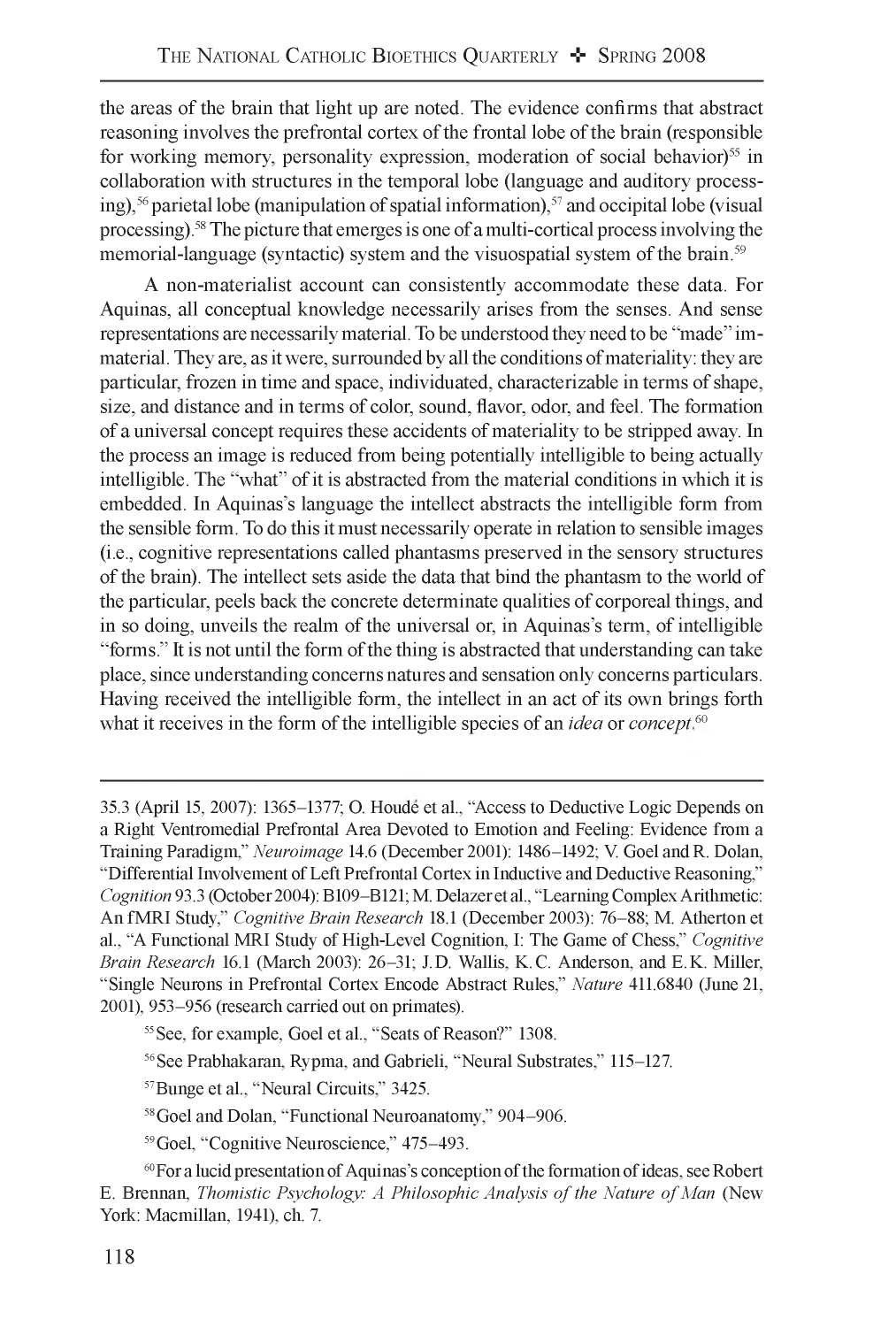the areas of the brain that light up are noted. The evidence confirms that abstract reasoning involves the prefrontal cortex of the frontal lobe of the brain (responsible for working memory, personality expression, moderation of social behavior)[55] in collaboration with structures in the temporal lobe (language and auditory processing),[56] parietal lobe (manipulation of spatial information),[57] and occipital lobe (visual processing).[58] The picture that emerges is one of a multi-cortical process involving the memorial-language (syntactic) system and the visuospatial system of the brain.[59]

A non-materialist account can consistently accommodate these data. For Aquinas, all conceptual knowledge necessarily arises from the senses. And sense representations are necessarily material. To be understood they need to be "made" immaterial. They are, as it were, surrounded by all the conditions of materiality: they are particular, frozen in time and space, individuated, characterizable in terms of shape, size, and distance and in terms of color, sound, flavor, odor, and feel. The formation of a universal concept requires these accidents of materiality to be stripped away. In the process an image is reduced from being potentially intelligible to being actually intelligible. The "what" of it is abstracted from the material conditions in which it is embedded. In Aquinas's language the intellect abstracts the intelligible form from the sensible form. To do this it must necessarily operate in relation to sensible images (i.e., cognitive representations called phantasms preserved in the sensory structures of the brain). The intellect sets aside the data that bind the phantasm to the world of the particular, peels back the concrete determinate qualities of corporeal things, and in so doing, unveils the realm of the universal or, in Aquinas's term, of intelligible "forms." It is not until the form of the thing is abstracted that understanding can take place, since understanding concerns natures and sensation only concerns particulars. Having received the intelligible form, the intellect in an act of its own brings forth what it receives in the form of the intelligible species of an *idea* or *concept*.[60]

---

35.3 (April 15, 2007): 1365–1377; O. Houdé et al., "Access to Deductive Logic Depends on a Right Ventromedial Prefrontal Area Devoted to Emotion and Feeling: Evidence from a Training Paradigm," *Neuroimage* 14.6 (December 2001): 1486–1492; V. Goel and R. Dolan, "Differential Involvement of Left Prefrontal Cortex in Inductive and Deductive Reasoning," *Cognition* 93.3 (October 2004): B109–B121; M. Delazer et al., "Learning Complex Arithmetic: An fMRI Study," *Cognitive Brain Research* 18.1 (December 2003): 76–88; M. Atherton et al., "A Functional MRI Study of High-Level Cognition, I: The Game of Chess," *Cognitive Brain Research* 16.1 (March 2003): 26–31; J.D. Wallis, K.C. Anderson, and E.K. Miller, "Single Neurons in Prefrontal Cortex Encode Abstract Rules," *Nature* 411.6840 (June 21, 2001), 953–956 (research carried out on primates).

[55] See, for example, Goel et al., "Seats of Reason?" 1308.

[56] See Prabhakaran, Rypma, and Gabrieli, "Neural Substrates," 115–127.

[57] Bunge et al., "Neural Circuits," 3425.

[58] Goel and Dolan, "Functional Neuroanatomy," 904–906.

[59] Goel, "Cognitive Neuroscience," 475–493.

[60] For a lucid presentation of Aquinas's conception of the formation of ideas, see Robert E. Brennan, *Thomistic Psychology: A Philosophic Analysis of the Nature of Man* (New York: Macmillan, 1941), ch. 7.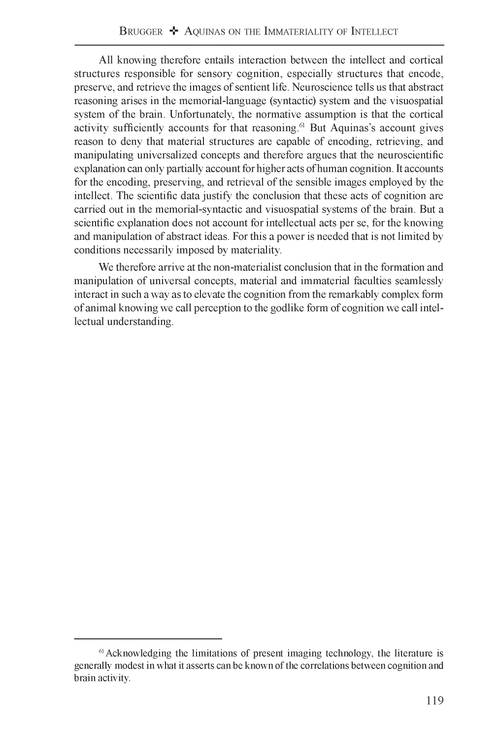All knowing therefore entails interaction between the intellect and cortical structures responsible for sensory cognition, especially structures that encode, preserve, and retrieve the images of sentient life. Neuroscience tells us that abstract reasoning arises in the memorial-language (syntactic) system and the visuospatial system of the brain. Unfortunately, the normative assumption is that the cortical activity sufficiently accounts for that reasoning.[61] But Aquinas's account gives reason to deny that material structures are capable of encoding, retrieving, and manipulating universalized concepts and therefore argues that the neuroscientific explanation can only partially account for higher acts of human cognition. It accounts for the encoding, preserving, and retrieval of the sensible images employed by the intellect. The scientific data justify the conclusion that these acts of cognition are carried out in the memorial-syntactic and visuospatial systems of the brain. But a scientific explanation does not account for intellectual acts per se, for the knowing and manipulation of abstract ideas. For this a power is needed that is not limited by conditions necessarily imposed by materiality.

We therefore arrive at the non-materialist conclusion that in the formation and manipulation of universal concepts, material and immaterial faculties seamlessly interact in such a way as to elevate the cognition from the remarkably complex form of animal knowing we call perception to the godlike form of cognition we call intellectual understanding.

---

[61] Acknowledging the limitations of present imaging technology, the literature is generally modest in what it asserts can be known of the correlations between cognition and brain activity.